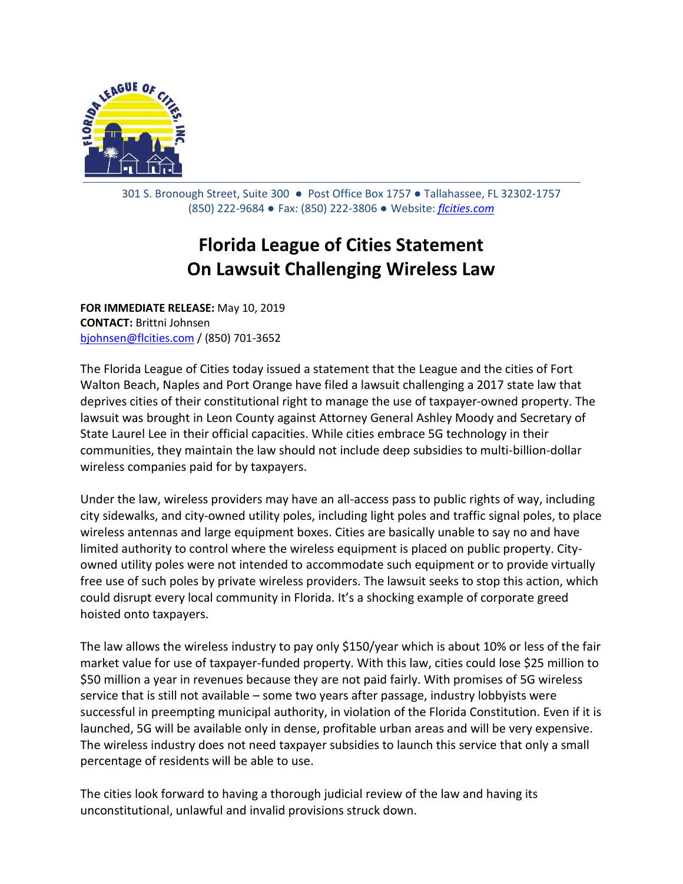301 S. Bronough Street, Suite 300 ● Post Office Box 1757 ● Tallahassee, FL 32302-1757
(850) 222-9684 ● Fax: (850) 222-3806 ● Website: *flcities.com*

# Florida League of Cities Statement On Lawsuit Challenging Wireless Law

**FOR IMMEDIATE RELEASE:** May 10, 2019
**CONTACT:** Brittni Johnsen
bjohnsen@flcities.com / (850) 701-3652

The Florida League of Cities today issued a statement that the League and the cities of Fort Walton Beach, Naples and Port Orange have filed a lawsuit challenging a 2017 state law that deprives cities of their constitutional right to manage the use of taxpayer-owned property. The lawsuit was brought in Leon County against Attorney General Ashley Moody and Secretary of State Laurel Lee in their official capacities. While cities embrace 5G technology in their communities, they maintain the law should not include deep subsidies to multi-billion-dollar wireless companies paid for by taxpayers.

Under the law, wireless providers may have an all-access pass to public rights of way, including city sidewalks, and city-owned utility poles, including light poles and traffic signal poles, to place wireless antennas and large equipment boxes. Cities are basically unable to say no and have limited authority to control where the wireless equipment is placed on public property. City-owned utility poles were not intended to accommodate such equipment or to provide virtually free use of such poles by private wireless providers. The lawsuit seeks to stop this action, which could disrupt every local community in Florida. It's a shocking example of corporate greed hoisted onto taxpayers.

The law allows the wireless industry to pay only $150/year which is about 10% or less of the fair market value for use of taxpayer-funded property. With this law, cities could lose $25 million to $50 million a year in revenues because they are not paid fairly. With promises of 5G wireless service that is still not available – some two years after passage, industry lobbyists were successful in preempting municipal authority, in violation of the Florida Constitution. Even if it is launched, 5G will be available only in dense, profitable urban areas and will be very expensive. The wireless industry does not need taxpayer subsidies to launch this service that only a small percentage of residents will be able to use.

The cities look forward to having a thorough judicial review of the law and having its unconstitutional, unlawful and invalid provisions struck down.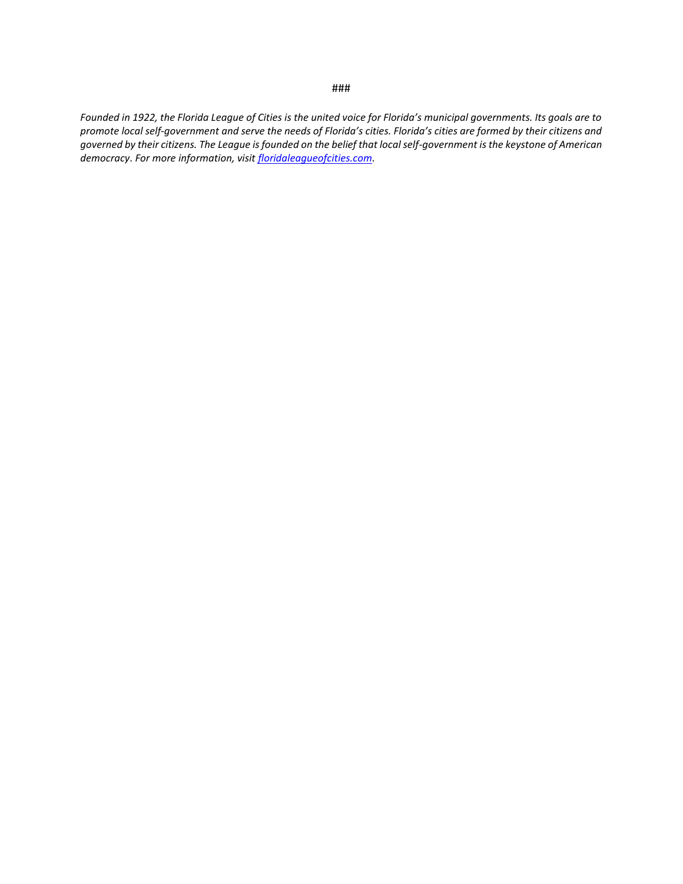###

*Founded in 1922, the Florida League of Cities is the united voice for Florida's municipal governments. Its goals are to promote local self-government and serve the needs of Florida's cities. Florida's cities are formed by their citizens and governed by their citizens. The League is founded on the belief that local self-government is the keystone of American democracy. For more information, visit [floridaleagueofcities.com](floridaleagueofcities.com).*